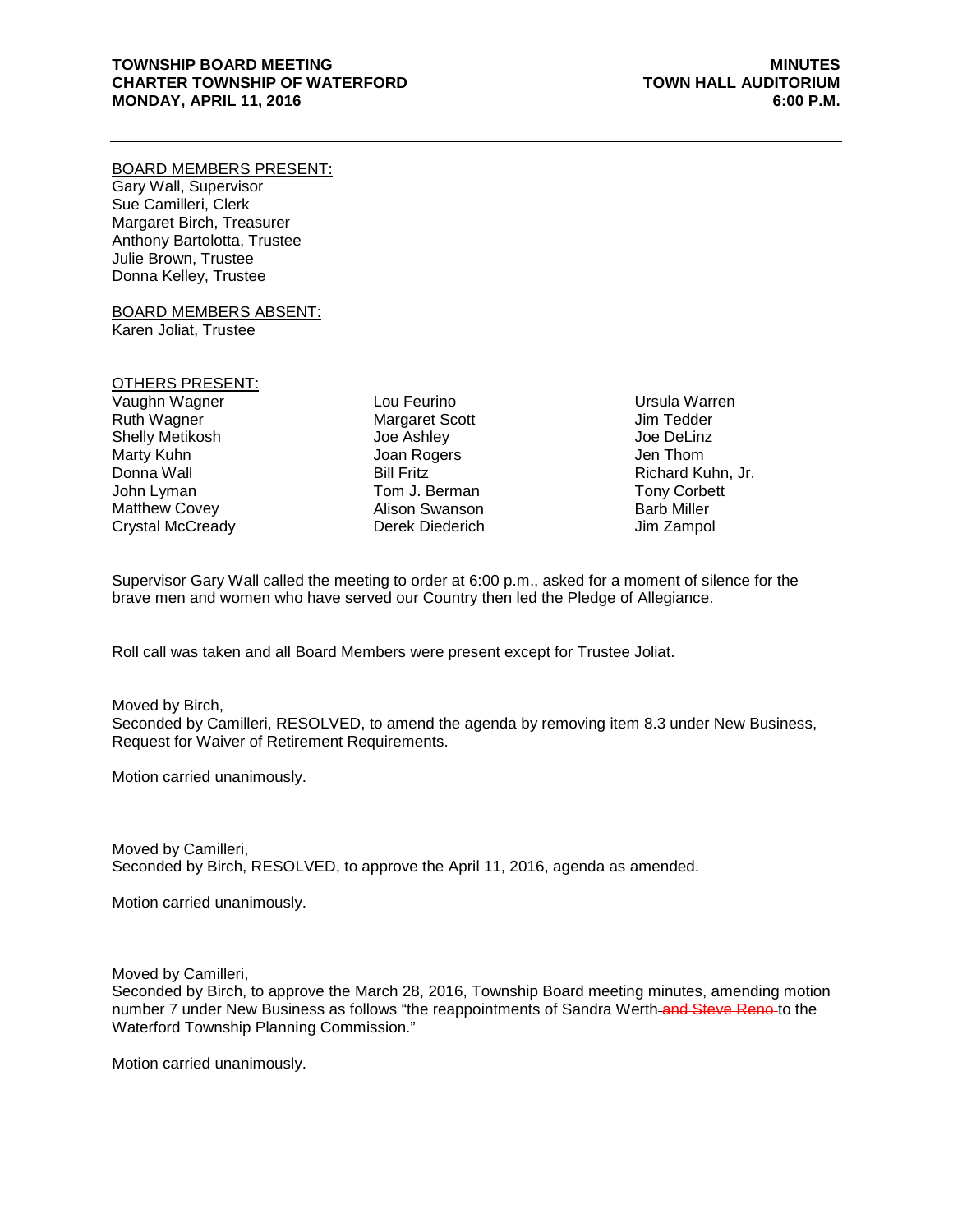**TOWNSHIP BOARD MEETING** **MINUTES**
**CHARTER TOWNSHIP OF WATERFORD** **TOWN HALL AUDITORIUM**
**MONDAY, APRIL 11, 2016** **6:00 P.M.**

---

BOARD MEMBERS PRESENT:
Gary Wall, Supervisor
Sue Camilleri, Clerk
Margaret Birch, Treasurer
Anthony Bartolotta, Trustee
Julie Brown, Trustee
Donna Kelley, Trustee

BOARD MEMBERS ABSENT:
Karen Joliat, Trustee

OTHERS PRESENT:

| | | |
|---|---|---|
| Vaughn Wagner | Lou Feurino | Ursula Warren |
| Ruth Wagner | Margaret Scott | Jim Tedder |
| Shelly Metikosh | Joe Ashley | Joe DeLinz |
| Marty Kuhn | Joan Rogers | Jen Thom |
| Donna Wall | Bill Fritz | Richard Kuhn, Jr. |
| John Lyman | Tom J. Berman | Tony Corbett |
| Matthew Covey | Alison Swanson | Barb Miller |
| Crystal McCready | Derek Diederich | Jim Zampol |

Supervisor Gary Wall called the meeting to order at 6:00 p.m., asked for a moment of silence for the brave men and women who have served our Country then led the Pledge of Allegiance.

Roll call was taken and all Board Members were present except for Trustee Joliat.

Moved by Birch,
Seconded by Camilleri, RESOLVED, to amend the agenda by removing item 8.3 under New Business, Request for Waiver of Retirement Requirements.

Motion carried unanimously.

Moved by Camilleri,
Seconded by Birch, RESOLVED, to approve the April 11, 2016, agenda as amended.

Motion carried unanimously.

Moved by Camilleri,
Seconded by Birch, to approve the March 28, 2016, Township Board meeting minutes, amending motion number 7 under New Business as follows "the reappointments of Sandra Werth ~~and Steve Reno~~ to the Waterford Township Planning Commission."

Motion carried unanimously.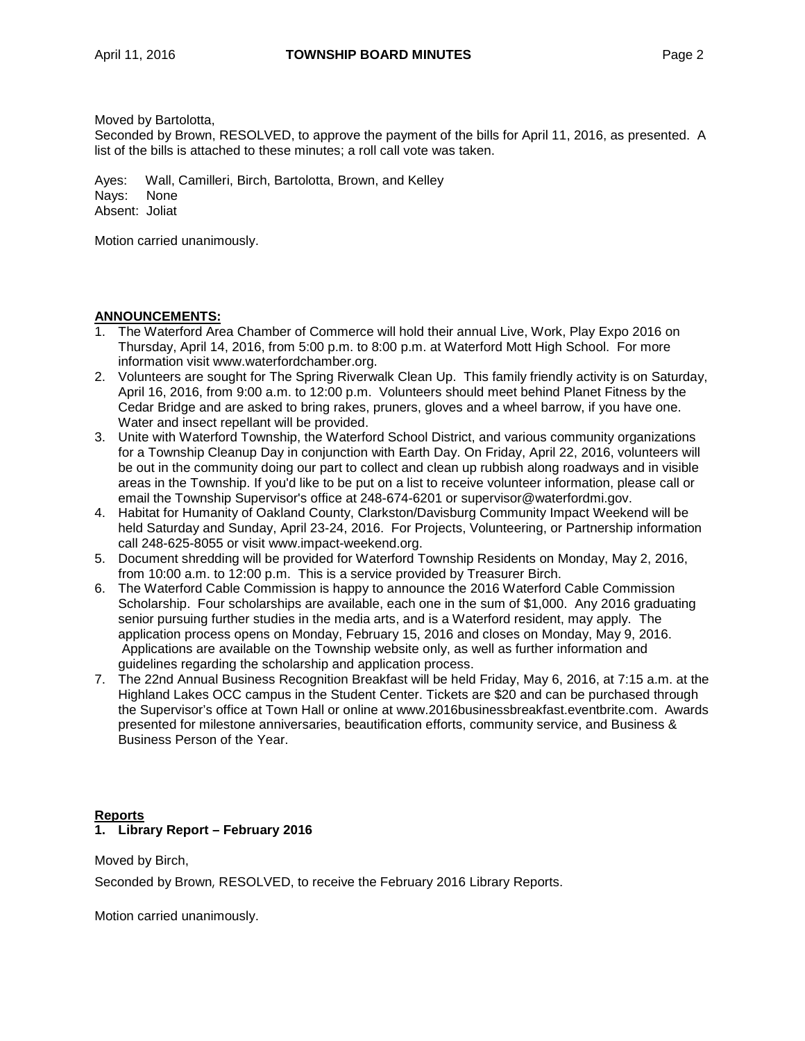Moved by Bartolotta,

Seconded by Brown, RESOLVED, to approve the payment of the bills for April 11, 2016, as presented. A list of the bills is attached to these minutes; a roll call vote was taken.

Ayes: Wall, Camilleri, Birch, Bartolotta, Brown, and Kelley
Nays: None
Absent: Joliat

Motion carried unanimously.

**ANNOUNCEMENTS:**

1. The Waterford Area Chamber of Commerce will hold their annual Live, Work, Play Expo 2016 on Thursday, April 14, 2016, from 5:00 p.m. to 8:00 p.m. at Waterford Mott High School. For more information visit www.waterfordchamber.org.
2. Volunteers are sought for The Spring Riverwalk Clean Up. This family friendly activity is on Saturday, April 16, 2016, from 9:00 a.m. to 12:00 p.m. Volunteers should meet behind Planet Fitness by the Cedar Bridge and are asked to bring rakes, pruners, gloves and a wheel barrow, if you have one. Water and insect repellant will be provided.
3. Unite with Waterford Township, the Waterford School District, and various community organizations for a Township Cleanup Day in conjunction with Earth Day. On Friday, April 22, 2016, volunteers will be out in the community doing our part to collect and clean up rubbish along roadways and in visible areas in the Township. If you'd like to be put on a list to receive volunteer information, please call or email the Township Supervisor's office at 248-674-6201 or supervisor@waterfordmi.gov.
4. Habitat for Humanity of Oakland County, Clarkston/Davisburg Community Impact Weekend will be held Saturday and Sunday, April 23-24, 2016. For Projects, Volunteering, or Partnership information call 248-625-8055 or visit www.impact-weekend.org.
5. Document shredding will be provided for Waterford Township Residents on Monday, May 2, 2016, from 10:00 a.m. to 12:00 p.m. This is a service provided by Treasurer Birch.
6. The Waterford Cable Commission is happy to announce the 2016 Waterford Cable Commission Scholarship. Four scholarships are available, each one in the sum of $1,000. Any 2016 graduating senior pursuing further studies in the media arts, and is a Waterford resident, may apply. The application process opens on Monday, February 15, 2016 and closes on Monday, May 9, 2016. Applications are available on the Township website only, as well as further information and guidelines regarding the scholarship and application process.
7. The 22nd Annual Business Recognition Breakfast will be held Friday, May 6, 2016, at 7:15 a.m. at the Highland Lakes OCC campus in the Student Center. Tickets are $20 and can be purchased through the Supervisor's office at Town Hall or online at www.2016businessbreakfast.eventbrite.com. Awards presented for milestone anniversaries, beautification efforts, community service, and Business & Business Person of the Year.

**Reports**

**1. Library Report – February 2016**

Moved by Birch,

Seconded by Brown, RESOLVED, to receive the February 2016 Library Reports.

Motion carried unanimously.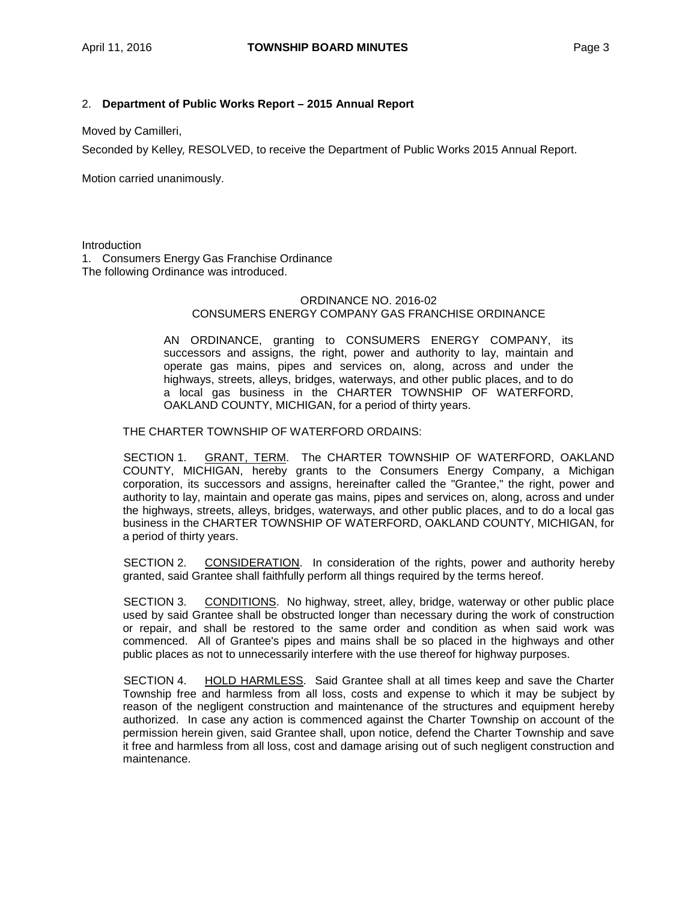2. **Department of Public Works Report – 2015 Annual Report**

Moved by Camilleri,

Seconded by Kelley, RESOLVED, to receive the Department of Public Works 2015 Annual Report.

Motion carried unanimously.

Introduction

1. Consumers Energy Gas Franchise Ordinance

The following Ordinance was introduced.

ORDINANCE NO. 2016-02
CONSUMERS ENERGY COMPANY GAS FRANCHISE ORDINANCE

AN ORDINANCE, granting to CONSUMERS ENERGY COMPANY, its successors and assigns, the right, power and authority to lay, maintain and operate gas mains, pipes and services on, along, across and under the highways, streets, alleys, bridges, waterways, and other public places, and to do a local gas business in the CHARTER TOWNSHIP OF WATERFORD, OAKLAND COUNTY, MICHIGAN, for a period of thirty years.

THE CHARTER TOWNSHIP OF WATERFORD ORDAINS:

SECTION 1. GRANT, TERM. The CHARTER TOWNSHIP OF WATERFORD, OAKLAND COUNTY, MICHIGAN, hereby grants to the Consumers Energy Company, a Michigan corporation, its successors and assigns, hereinafter called the "Grantee," the right, power and authority to lay, maintain and operate gas mains, pipes and services on, along, across and under the highways, streets, alleys, bridges, waterways, and other public places, and to do a local gas business in the CHARTER TOWNSHIP OF WATERFORD, OAKLAND COUNTY, MICHIGAN, for a period of thirty years.

SECTION 2. CONSIDERATION. In consideration of the rights, power and authority hereby granted, said Grantee shall faithfully perform all things required by the terms hereof.

SECTION 3. CONDITIONS. No highway, street, alley, bridge, waterway or other public place used by said Grantee shall be obstructed longer than necessary during the work of construction or repair, and shall be restored to the same order and condition as when said work was commenced. All of Grantee's pipes and mains shall be so placed in the highways and other public places as not to unnecessarily interfere with the use thereof for highway purposes.

SECTION 4. HOLD HARMLESS. Said Grantee shall at all times keep and save the Charter Township free and harmless from all loss, costs and expense to which it may be subject by reason of the negligent construction and maintenance of the structures and equipment hereby authorized. In case any action is commenced against the Charter Township on account of the permission herein given, said Grantee shall, upon notice, defend the Charter Township and save it free and harmless from all loss, cost and damage arising out of such negligent construction and maintenance.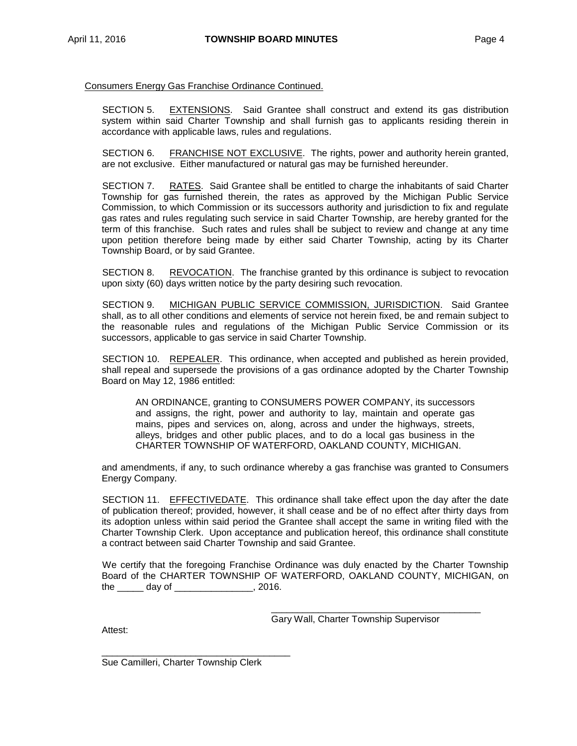Consumers Energy Gas Franchise Ordinance Continued.

SECTION 5. EXTENSIONS. Said Grantee shall construct and extend its gas distribution system within said Charter Township and shall furnish gas to applicants residing therein in accordance with applicable laws, rules and regulations.

SECTION 6. FRANCHISE NOT EXCLUSIVE. The rights, power and authority herein granted, are not exclusive. Either manufactured or natural gas may be furnished hereunder.

SECTION 7. RATES. Said Grantee shall be entitled to charge the inhabitants of said Charter Township for gas furnished therein, the rates as approved by the Michigan Public Service Commission, to which Commission or its successors authority and jurisdiction to fix and regulate gas rates and rules regulating such service in said Charter Township, are hereby granted for the term of this franchise. Such rates and rules shall be subject to review and change at any time upon petition therefore being made by either said Charter Township, acting by its Charter Township Board, or by said Grantee.

SECTION 8. REVOCATION. The franchise granted by this ordinance is subject to revocation upon sixty (60) days written notice by the party desiring such revocation.

SECTION 9. MICHIGAN PUBLIC SERVICE COMMISSION, JURISDICTION. Said Grantee shall, as to all other conditions and elements of service not herein fixed, be and remain subject to the reasonable rules and regulations of the Michigan Public Service Commission or its successors, applicable to gas service in said Charter Township.

SECTION 10. REPEALER. This ordinance, when accepted and published as herein provided, shall repeal and supersede the provisions of a gas ordinance adopted by the Charter Township Board on May 12, 1986 entitled:

> AN ORDINANCE, granting to CONSUMERS POWER COMPANY, its successors and assigns, the right, power and authority to lay, maintain and operate gas mains, pipes and services on, along, across and under the highways, streets, alleys, bridges and other public places, and to do a local gas business in the CHARTER TOWNSHIP OF WATERFORD, OAKLAND COUNTY, MICHIGAN.

and amendments, if any, to such ordinance whereby a gas franchise was granted to Consumers Energy Company.

SECTION 11. EFFECTIVEDATE. This ordinance shall take effect upon the day after the date of publication thereof; provided, however, it shall cease and be of no effect after thirty days from its adoption unless within said period the Grantee shall accept the same in writing filed with the Charter Township Clerk. Upon acceptance and publication hereof, this ordinance shall constitute a contract between said Charter Township and said Grantee.

We certify that the foregoing Franchise Ordinance was duly enacted by the Charter Township Board of the CHARTER TOWNSHIP OF WATERFORD, OAKLAND COUNTY, MICHIGAN, on the _____ day of _______________, 2016.

_________________________________________
Gary Wall, Charter Township Supervisor

Attest:

____________________________________
Sue Camilleri, Charter Township Clerk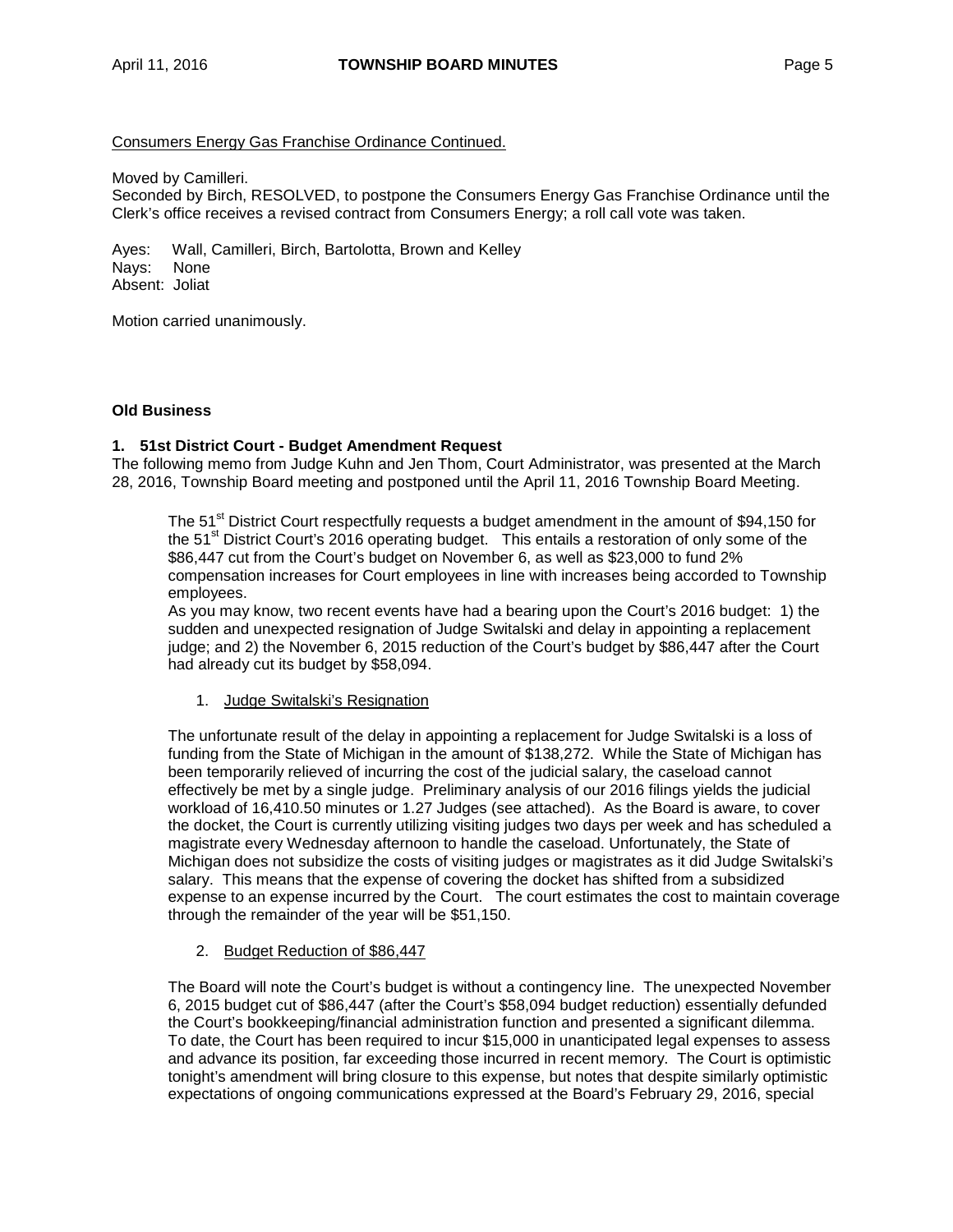Consumers Energy Gas Franchise Ordinance Continued.

Moved by Camilleri.
Seconded by Birch, RESOLVED, to postpone the Consumers Energy Gas Franchise Ordinance until the Clerk's office receives a revised contract from Consumers Energy; a roll call vote was taken.

Ayes: Wall, Camilleri, Birch, Bartolotta, Brown and Kelley
Nays: None
Absent: Joliat

Motion carried unanimously.

**Old Business**

**1. 51st District Court - Budget Amendment Request**
The following memo from Judge Kuhn and Jen Thom, Court Administrator, was presented at the March 28, 2016, Township Board meeting and postponed until the April 11, 2016 Township Board Meeting.

> The 51st District Court respectfully requests a budget amendment in the amount of $94,150 for the 51st District Court's 2016 operating budget. This entails a restoration of only some of the $86,447 cut from the Court's budget on November 6, as well as $23,000 to fund 2% compensation increases for Court employees in line with increases being accorded to Township employees.
> As you may know, two recent events have had a bearing upon the Court's 2016 budget: 1) the sudden and unexpected resignation of Judge Switalski and delay in appointing a replacement judge; and 2) the November 6, 2015 reduction of the Court's budget by $86,447 after the Court had already cut its budget by $58,094.
>
> 1. Judge Switalski's Resignation
>
> The unfortunate result of the delay in appointing a replacement for Judge Switalski is a loss of funding from the State of Michigan in the amount of $138,272. While the State of Michigan has been temporarily relieved of incurring the cost of the judicial salary, the caseload cannot effectively be met by a single judge. Preliminary analysis of our 2016 filings yields the judicial workload of 16,410.50 minutes or 1.27 Judges (see attached). As the Board is aware, to cover the docket, the Court is currently utilizing visiting judges two days per week and has scheduled a magistrate every Wednesday afternoon to handle the caseload. Unfortunately, the State of Michigan does not subsidize the costs of visiting judges or magistrates as it did Judge Switalski's salary. This means that the expense of covering the docket has shifted from a subsidized expense to an expense incurred by the Court. The court estimates the cost to maintain coverage through the remainder of the year will be $51,150.
>
> 2. Budget Reduction of $86,447
>
> The Board will note the Court's budget is without a contingency line. The unexpected November 6, 2015 budget cut of $86,447 (after the Court's $58,094 budget reduction) essentially defunded the Court's bookkeeping/financial administration function and presented a significant dilemma. To date, the Court has been required to incur $15,000 in unanticipated legal expenses to assess and advance its position, far exceeding those incurred in recent memory. The Court is optimistic tonight's amendment will bring closure to this expense, but notes that despite similarly optimistic expectations of ongoing communications expressed at the Board's February 29, 2016, special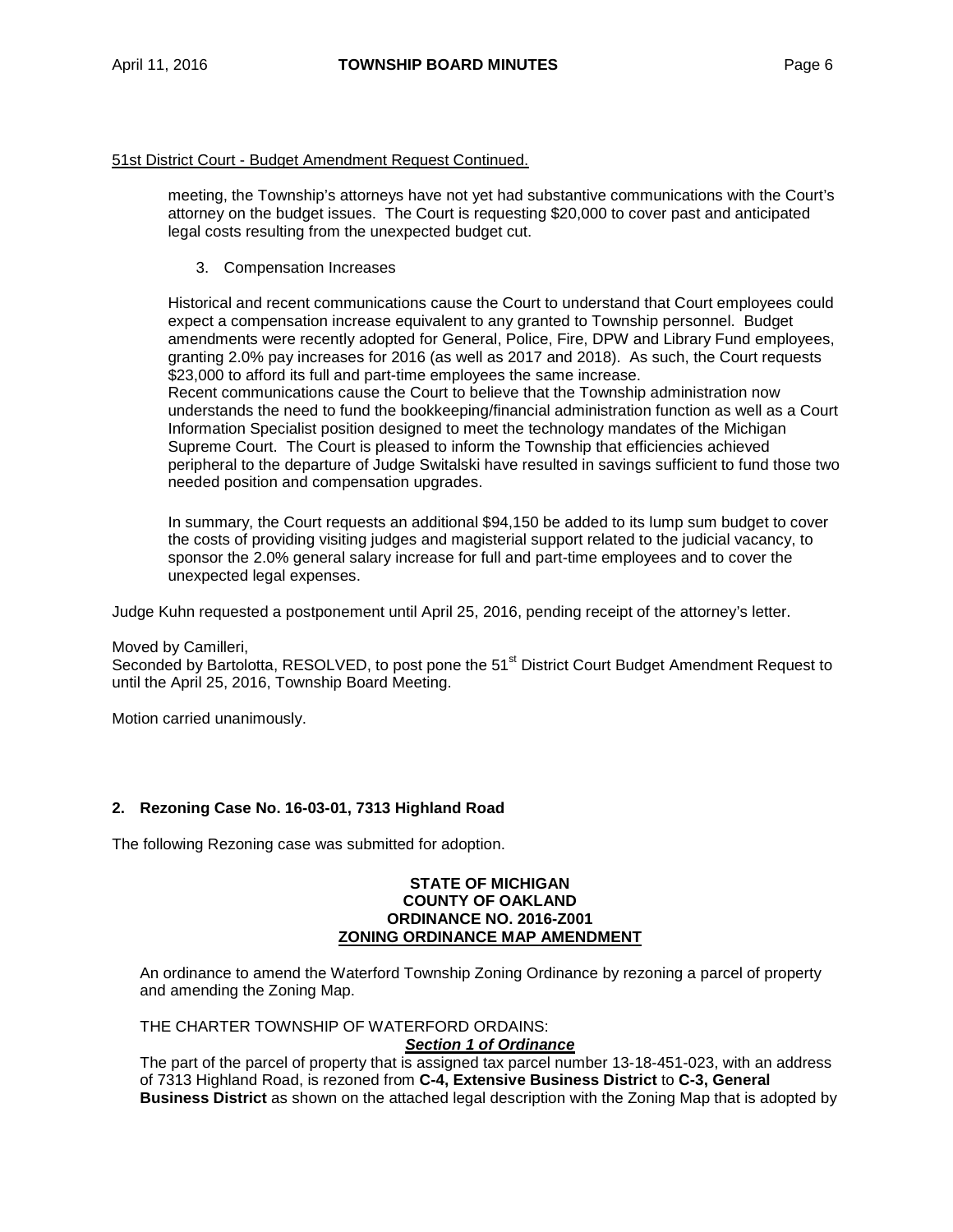51st District Court - Budget Amendment Request Continued.

meeting, the Township's attorneys have not yet had substantive communications with the Court's attorney on the budget issues. The Court is requesting $20,000 to cover past and anticipated legal costs resulting from the unexpected budget cut.

3. Compensation Increases

Historical and recent communications cause the Court to understand that Court employees could expect a compensation increase equivalent to any granted to Township personnel. Budget amendments were recently adopted for General, Police, Fire, DPW and Library Fund employees, granting 2.0% pay increases for 2016 (as well as 2017 and 2018). As such, the Court requests $23,000 to afford its full and part-time employees the same increase.
Recent communications cause the Court to believe that the Township administration now understands the need to fund the bookkeeping/financial administration function as well as a Court Information Specialist position designed to meet the technology mandates of the Michigan Supreme Court. The Court is pleased to inform the Township that efficiencies achieved peripheral to the departure of Judge Switalski have resulted in savings sufficient to fund those two needed position and compensation upgrades.

In summary, the Court requests an additional $94,150 be added to its lump sum budget to cover the costs of providing visiting judges and magisterial support related to the judicial vacancy, to sponsor the 2.0% general salary increase for full and part-time employees and to cover the unexpected legal expenses.

Judge Kuhn requested a postponement until April 25, 2016, pending receipt of the attorney's letter.

Moved by Camilleri,
Seconded by Bartolotta, RESOLVED, to post pone the 51st District Court Budget Amendment Request to until the April 25, 2016, Township Board Meeting.

Motion carried unanimously.

**2. Rezoning Case No. 16-03-01, 7313 Highland Road**

The following Rezoning case was submitted for adoption.

**STATE OF MICHIGAN**
**COUNTY OF OAKLAND**
**ORDINANCE NO. 2016-Z001**
**ZONING ORDINANCE MAP AMENDMENT**

An ordinance to amend the Waterford Township Zoning Ordinance by rezoning a parcel of property and amending the Zoning Map.

THE CHARTER TOWNSHIP OF WATERFORD ORDAINS:

***Section 1 of Ordinance***

The part of the parcel of property that is assigned tax parcel number 13-18-451-023, with an address of 7313 Highland Road, is rezoned from **C-4, Extensive Business District** to **C-3, General Business District** as shown on the attached legal description with the Zoning Map that is adopted by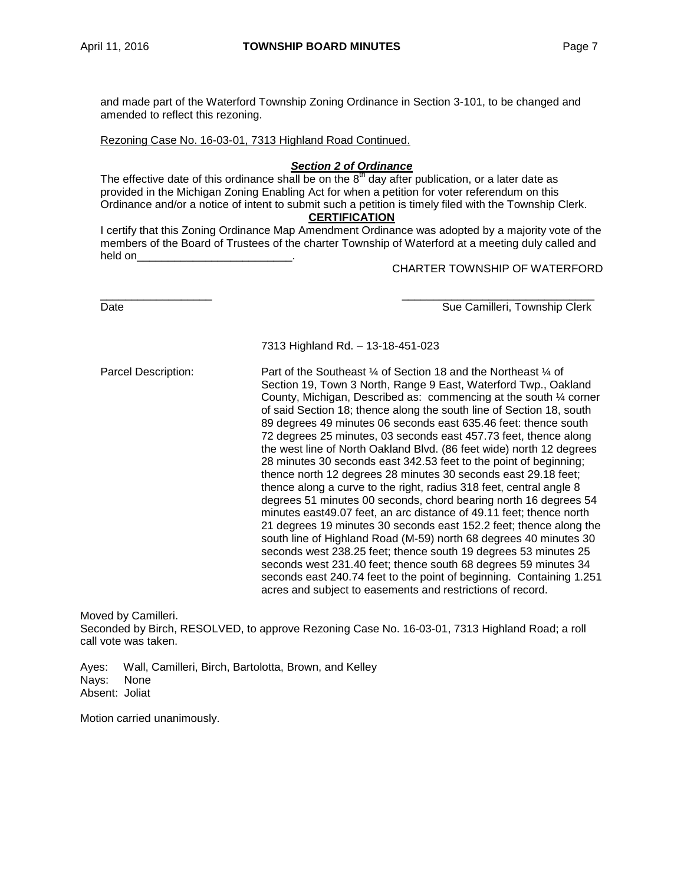and made part of the Waterford Township Zoning Ordinance in Section 3-101, to be changed and amended to reflect this rezoning.

Rezoning Case No. 16-03-01, 7313 Highland Road Continued.

***Section 2 of Ordinance***

The effective date of this ordinance shall be on the 8th day after publication, or a later date as provided in the Michigan Zoning Enabling Act for when a petition for voter referendum on this Ordinance and/or a notice of intent to submit such a petition is timely filed with the Township Clerk.

**CERTIFICATION**

I certify that this Zoning Ordinance Map Amendment Ordinance was adopted by a majority vote of the members of the Board of Trustees of the charter Township of Waterford at a meeting duly called and held on_________________________.

CHARTER TOWNSHIP OF WATERFORD

__________________ _______________________________
Date Sue Camilleri, Township Clerk

7313 Highland Rd. – 13-18-451-023

Parcel Description: Part of the Southeast ¼ of Section 18 and the Northeast ¼ of Section 19, Town 3 North, Range 9 East, Waterford Twp., Oakland County, Michigan, Described as: commencing at the south ¼ corner of said Section 18; thence along the south line of Section 18, south 89 degrees 49 minutes 06 seconds east 635.46 feet: thence south 72 degrees 25 minutes, 03 seconds east 457.73 feet, thence along the west line of North Oakland Blvd. (86 feet wide) north 12 degrees 28 minutes 30 seconds east 342.53 feet to the point of beginning; thence north 12 degrees 28 minutes 30 seconds east 29.18 feet; thence along a curve to the right, radius 318 feet, central angle 8 degrees 51 minutes 00 seconds, chord bearing north 16 degrees 54 minutes east49.07 feet, an arc distance of 49.11 feet; thence north 21 degrees 19 minutes 30 seconds east 152.2 feet; thence along the south line of Highland Road (M-59) north 68 degrees 40 minutes 30 seconds west 238.25 feet; thence south 19 degrees 53 minutes 25 seconds west 231.40 feet; thence south 68 degrees 59 minutes 34 seconds east 240.74 feet to the point of beginning. Containing 1.251 acres and subject to easements and restrictions of record.

Moved by Camilleri.
Seconded by Birch, RESOLVED, to approve Rezoning Case No. 16-03-01, 7313 Highland Road; a roll call vote was taken.

Ayes: Wall, Camilleri, Birch, Bartolotta, Brown, and Kelley
Nays: None
Absent: Joliat

Motion carried unanimously.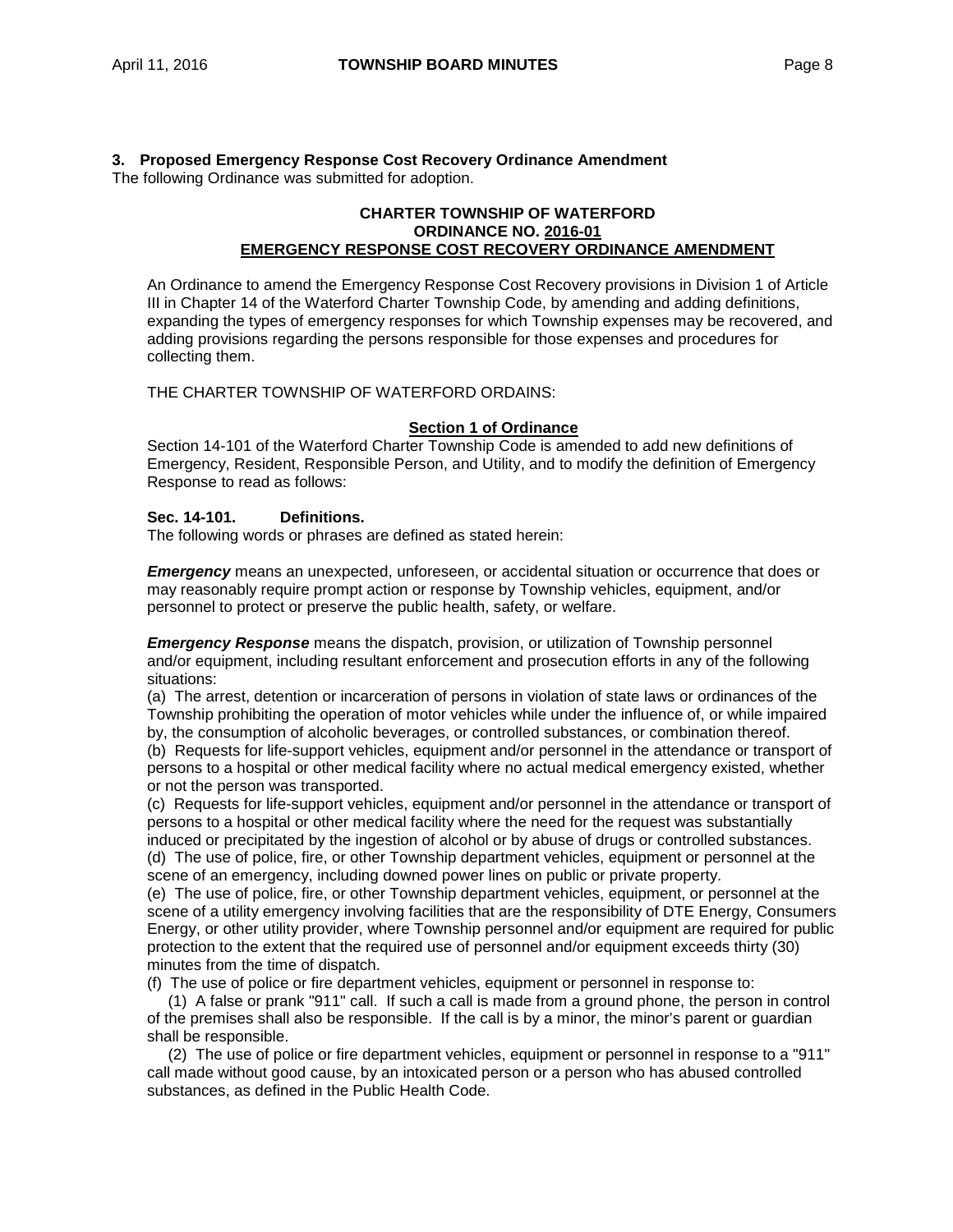### 3. Proposed Emergency Response Cost Recovery Ordinance Amendment

The following Ordinance was submitted for adoption.

**CHARTER TOWNSHIP OF WATERFORD**
**ORDINANCE NO. 2016-01**
**EMERGENCY RESPONSE COST RECOVERY ORDINANCE AMENDMENT**

An Ordinance to amend the Emergency Response Cost Recovery provisions in Division 1 of Article III in Chapter 14 of the Waterford Charter Township Code, by amending and adding definitions, expanding the types of emergency responses for which Township expenses may be recovered, and adding provisions regarding the persons responsible for those expenses and procedures for collecting them.

THE CHARTER TOWNSHIP OF WATERFORD ORDAINS:

**Section 1 of Ordinance**

Section 14-101 of the Waterford Charter Township Code is amended to add new definitions of Emergency, Resident, Responsible Person, and Utility, and to modify the definition of Emergency Response to read as follows:

**Sec. 14-101. Definitions.**

The following words or phrases are defined as stated herein:

***Emergency*** means an unexpected, unforeseen, or accidental situation or occurrence that does or may reasonably require prompt action or response by Township vehicles, equipment, and/or personnel to protect or preserve the public health, safety, or welfare.

***Emergency Response*** means the dispatch, provision, or utilization of Township personnel and/or equipment, including resultant enforcement and prosecution efforts in any of the following situations:

(a) The arrest, detention or incarceration of persons in violation of state laws or ordinances of the Township prohibiting the operation of motor vehicles while under the influence of, or while impaired by, the consumption of alcoholic beverages, or controlled substances, or combination thereof.

(b) Requests for life-support vehicles, equipment and/or personnel in the attendance or transport of persons to a hospital or other medical facility where no actual medical emergency existed, whether or not the person was transported.

(c) Requests for life-support vehicles, equipment and/or personnel in the attendance or transport of persons to a hospital or other medical facility where the need for the request was substantially induced or precipitated by the ingestion of alcohol or by abuse of drugs or controlled substances.

(d) The use of police, fire, or other Township department vehicles, equipment or personnel at the scene of an emergency, including downed power lines on public or private property.

(e) The use of police, fire, or other Township department vehicles, equipment, or personnel at the scene of a utility emergency involving facilities that are the responsibility of DTE Energy, Consumers Energy, or other utility provider, where Township personnel and/or equipment are required for public protection to the extent that the required use of personnel and/or equipment exceeds thirty (30) minutes from the time of dispatch.

(f) The use of police or fire department vehicles, equipment or personnel in response to:

(1) A false or prank "911" call. If such a call is made from a ground phone, the person in control of the premises shall also be responsible. If the call is by a minor, the minor's parent or guardian shall be responsible.

(2) The use of police or fire department vehicles, equipment or personnel in response to a "911" call made without good cause, by an intoxicated person or a person who has abused controlled substances, as defined in the Public Health Code.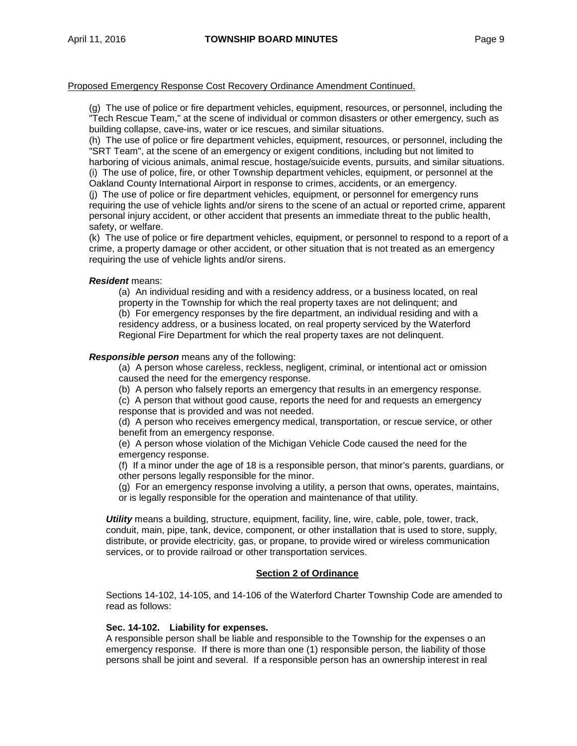Proposed Emergency Response Cost Recovery Ordinance Amendment Continued.

(g) The use of police or fire department vehicles, equipment, resources, or personnel, including the "Tech Rescue Team," at the scene of individual or common disasters or other emergency, such as building collapse, cave-ins, water or ice rescues, and similar situations.
(h) The use of police or fire department vehicles, equipment, resources, or personnel, including the "SRT Team", at the scene of an emergency or exigent conditions, including but not limited to harboring of vicious animals, animal rescue, hostage/suicide events, pursuits, and similar situations.
(i) The use of police, fire, or other Township department vehicles, equipment, or personnel at the Oakland County International Airport in response to crimes, accidents, or an emergency.
(j) The use of police or fire department vehicles, equipment, or personnel for emergency runs requiring the use of vehicle lights and/or sirens to the scene of an actual or reported crime, apparent personal injury accident, or other accident that presents an immediate threat to the public health, safety, or welfare.
(k) The use of police or fire department vehicles, equipment, or personnel to respond to a report of a crime, a property damage or other accident, or other situation that is not treated as an emergency requiring the use of vehicle lights and/or sirens.

***Resident*** means:

(a) An individual residing and with a residency address, or a business located, on real property in the Township for which the real property taxes are not delinquent; and
(b) For emergency responses by the fire department, an individual residing and with a residency address, or a business located, on real property serviced by the Waterford Regional Fire Department for which the real property taxes are not delinquent.

***Responsible person*** means any of the following:

(a) A person whose careless, reckless, negligent, criminal, or intentional act or omission caused the need for the emergency response.
(b) A person who falsely reports an emergency that results in an emergency response.
(c) A person that without good cause, reports the need for and requests an emergency response that is provided and was not needed.
(d) A person who receives emergency medical, transportation, or rescue service, or other benefit from an emergency response.
(e) A person whose violation of the Michigan Vehicle Code caused the need for the emergency response.
(f) If a minor under the age of 18 is a responsible person, that minor's parents, guardians, or other persons legally responsible for the minor.
(g) For an emergency response involving a utility, a person that owns, operates, maintains, or is legally responsible for the operation and maintenance of that utility.

***Utility*** means a building, structure, equipment, facility, line, wire, cable, pole, tower, track, conduit, main, pipe, tank, device, component, or other installation that is used to store, supply, distribute, or provide electricity, gas, or propane, to provide wired or wireless communication services, or to provide railroad or other transportation services.

**Section 2 of Ordinance**

Sections 14-102, 14-105, and 14-106 of the Waterford Charter Township Code are amended to read as follows:

**Sec. 14-102. Liability for expenses.**
A responsible person shall be liable and responsible to the Township for the expenses o an emergency response. If there is more than one (1) responsible person, the liability of those persons shall be joint and several. If a responsible person has an ownership interest in real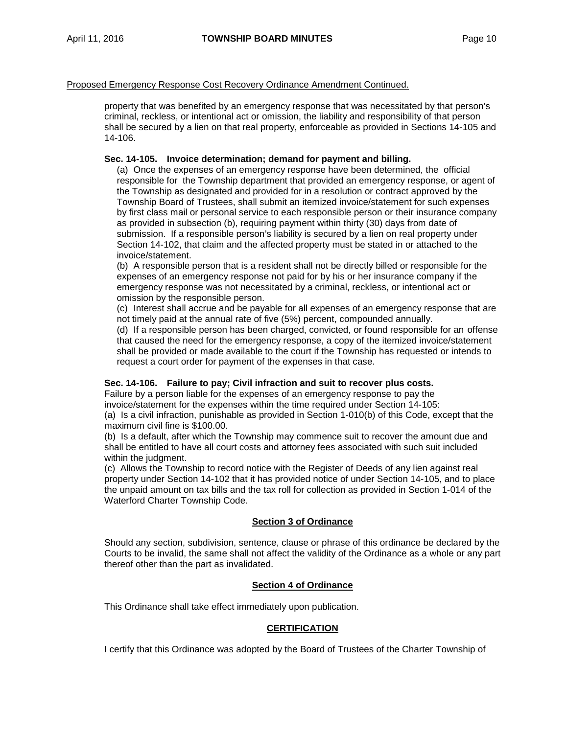Proposed Emergency Response Cost Recovery Ordinance Amendment Continued.

property that was benefited by an emergency response that was necessitated by that person's criminal, reckless, or intentional act or omission, the liability and responsibility of that person shall be secured by a lien on that real property, enforceable as provided in Sections 14-105 and 14-106.

**Sec. 14-105. Invoice determination; demand for payment and billing.**

(a) Once the expenses of an emergency response have been determined, the official responsible for the Township department that provided an emergency response, or agent of the Township as designated and provided for in a resolution or contract approved by the Township Board of Trustees, shall submit an itemized invoice/statement for such expenses by first class mail or personal service to each responsible person or their insurance company as provided in subsection (b), requiring payment within thirty (30) days from date of submission. If a responsible person's liability is secured by a lien on real property under Section 14-102, that claim and the affected property must be stated in or attached to the invoice/statement.

(b) A responsible person that is a resident shall not be directly billed or responsible for the expenses of an emergency response not paid for by his or her insurance company if the emergency response was not necessitated by a criminal, reckless, or intentional act or omission by the responsible person.

(c) Interest shall accrue and be payable for all expenses of an emergency response that are not timely paid at the annual rate of five (5%) percent, compounded annually.

(d) If a responsible person has been charged, convicted, or found responsible for an offense that caused the need for the emergency response, a copy of the itemized invoice/statement shall be provided or made available to the court if the Township has requested or intends to request a court order for payment of the expenses in that case.

**Sec. 14-106. Failure to pay; Civil infraction and suit to recover plus costs.**

Failure by a person liable for the expenses of an emergency response to pay the invoice/statement for the expenses within the time required under Section 14-105:

(a) Is a civil infraction, punishable as provided in Section 1-010(b) of this Code, except that the maximum civil fine is $100.00.

(b) Is a default, after which the Township may commence suit to recover the amount due and shall be entitled to have all court costs and attorney fees associated with such suit included within the judgment.

(c) Allows the Township to record notice with the Register of Deeds of any lien against real property under Section 14-102 that it has provided notice of under Section 14-105, and to place the unpaid amount on tax bills and the tax roll for collection as provided in Section 1-014 of the Waterford Charter Township Code.

**Section 3 of Ordinance**

Should any section, subdivision, sentence, clause or phrase of this ordinance be declared by the Courts to be invalid, the same shall not affect the validity of the Ordinance as a whole or any part thereof other than the part as invalidated.

**Section 4 of Ordinance**

This Ordinance shall take effect immediately upon publication.

**CERTIFICATION**

I certify that this Ordinance was adopted by the Board of Trustees of the Charter Township of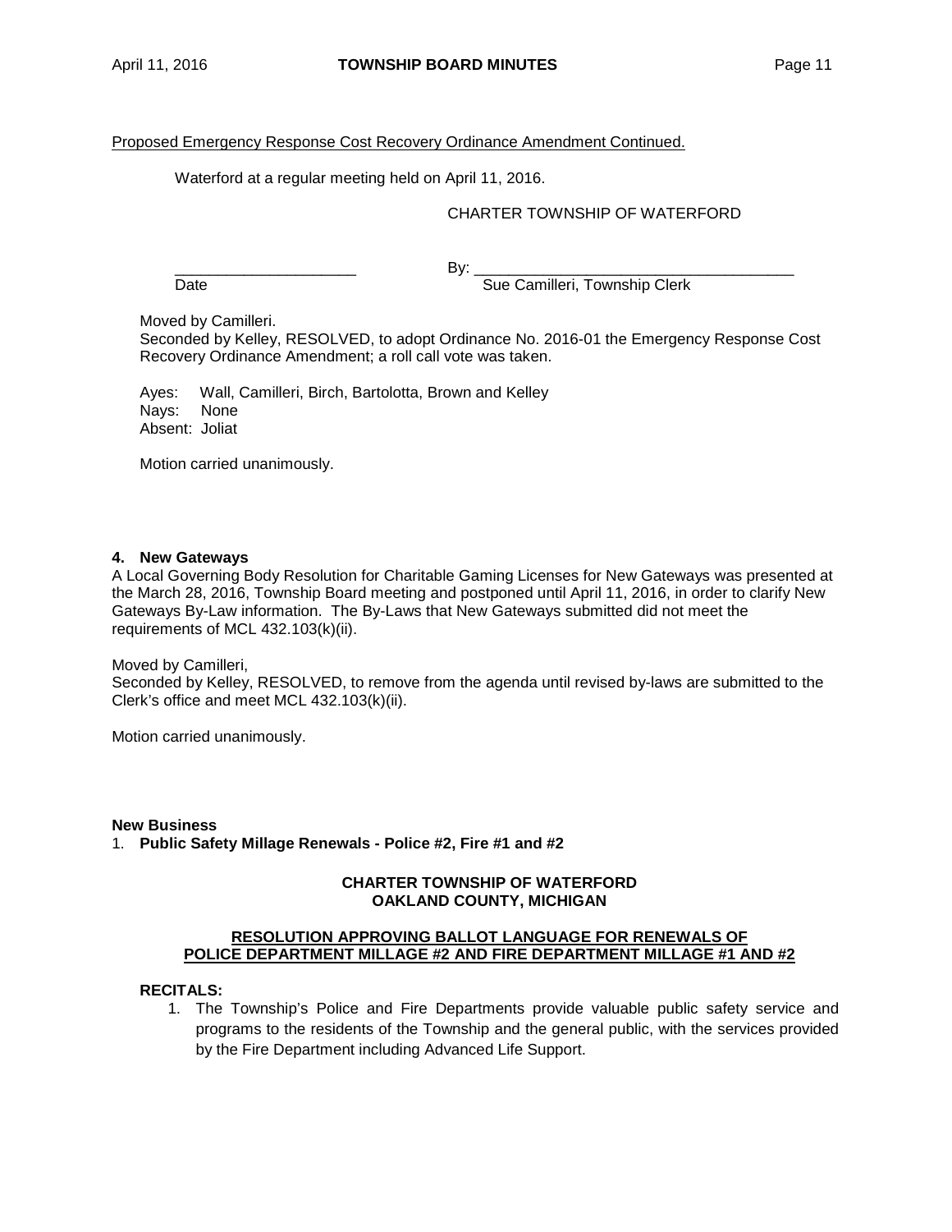Proposed Emergency Response Cost Recovery Ordinance Amendment Continued.

Waterford at a regular meeting held on April 11, 2016.

CHARTER TOWNSHIP OF WATERFORD

_____________________ By: _____________________________________

Date Sue Camilleri, Township Clerk

Moved by Camilleri.
Seconded by Kelley, RESOLVED, to adopt Ordinance No. 2016-01 the Emergency Response Cost Recovery Ordinance Amendment; a roll call vote was taken.

Ayes: Wall, Camilleri, Birch, Bartolotta, Brown and Kelley
Nays: None
Absent: Joliat

Motion carried unanimously.

**4. New Gateways**

A Local Governing Body Resolution for Charitable Gaming Licenses for New Gateways was presented at the March 28, 2016, Township Board meeting and postponed until April 11, 2016, in order to clarify New Gateways By-Law information. The By-Laws that New Gateways submitted did not meet the requirements of MCL 432.103(k)(ii).

Moved by Camilleri,
Seconded by Kelley, RESOLVED, to remove from the agenda until revised by-laws are submitted to the Clerk's office and meet MCL 432.103(k)(ii).

Motion carried unanimously.

**New Business**

1. **Public Safety Millage Renewals - Police #2, Fire #1 and #2**

**CHARTER TOWNSHIP OF WATERFORD**
**OAKLAND COUNTY, MICHIGAN**

**RESOLUTION APPROVING BALLOT LANGUAGE FOR RENEWALS OF POLICE DEPARTMENT MILLAGE #2 AND FIRE DEPARTMENT MILLAGE #1 AND #2**

**RECITALS:**

1. The Township's Police and Fire Departments provide valuable public safety service and programs to the residents of the Township and the general public, with the services provided by the Fire Department including Advanced Life Support.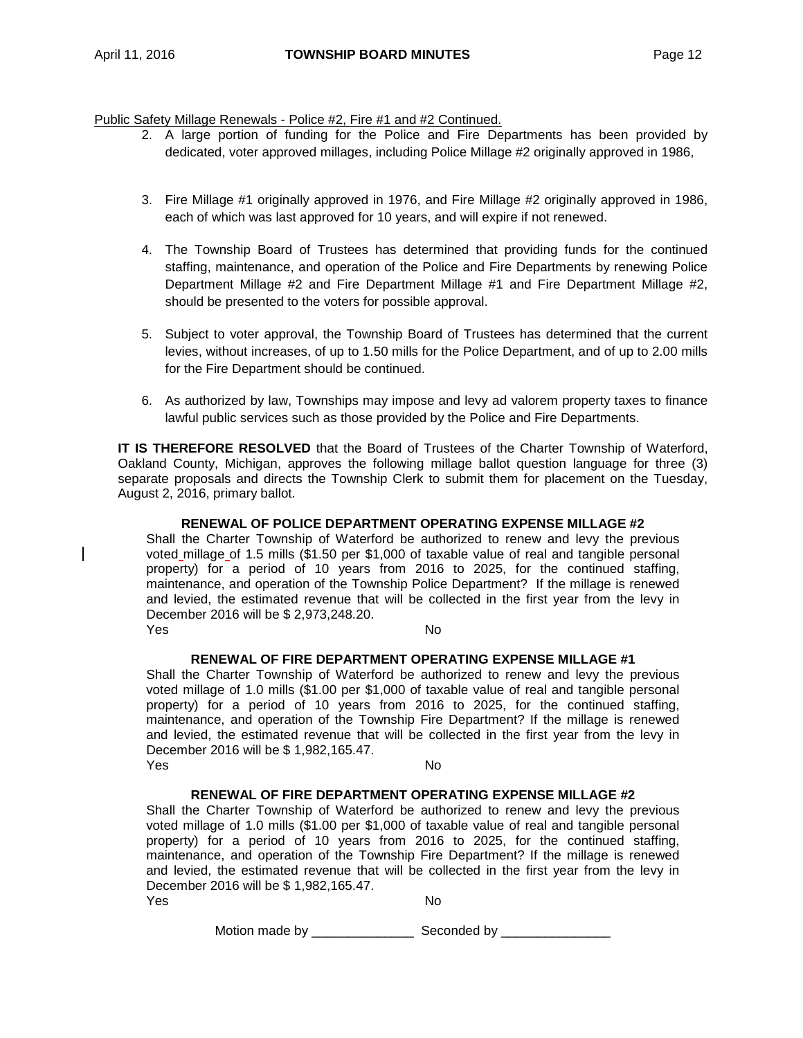Public Safety Millage Renewals - Police #2, Fire #1 and #2 Continued.

2. A large portion of funding for the Police and Fire Departments has been provided by dedicated, voter approved millages, including Police Millage #2 originally approved in 1986,

3. Fire Millage #1 originally approved in 1976, and Fire Millage #2 originally approved in 1986, each of which was last approved for 10 years, and will expire if not renewed.

4. The Township Board of Trustees has determined that providing funds for the continued staffing, maintenance, and operation of the Police and Fire Departments by renewing Police Department Millage #2 and Fire Department Millage #1 and Fire Department Millage #2, should be presented to the voters for possible approval.

5. Subject to voter approval, the Township Board of Trustees has determined that the current levies, without increases, of up to 1.50 mills for the Police Department, and of up to 2.00 mills for the Fire Department should be continued.

6. As authorized by law, Townships may impose and levy ad valorem property taxes to finance lawful public services such as those provided by the Police and Fire Departments.

**IT IS THEREFORE RESOLVED** that the Board of Trustees of the Charter Township of Waterford, Oakland County, Michigan, approves the following millage ballot question language for three (3) separate proposals and directs the Township Clerk to submit them for placement on the Tuesday, August 2, 2016, primary ballot.

**RENEWAL OF POLICE DEPARTMENT OPERATING EXPENSE MILLAGE #2**

Shall the Charter Township of Waterford be authorized to renew and levy the previous voted millage of 1.5 mills ($1.50 per $1,000 of taxable value of real and tangible personal property) for a period of 10 years from 2016 to 2025, for the continued staffing, maintenance, and operation of the Township Police Department? If the millage is renewed and levied, the estimated revenue that will be collected in the first year from the levy in December 2016 will be $ 2,973,248.20.

Yes No

**RENEWAL OF FIRE DEPARTMENT OPERATING EXPENSE MILLAGE #1**

Shall the Charter Township of Waterford be authorized to renew and levy the previous voted millage of 1.0 mills ($1.00 per $1,000 of taxable value of real and tangible personal property) for a period of 10 years from 2016 to 2025, for the continued staffing, maintenance, and operation of the Township Fire Department? If the millage is renewed and levied, the estimated revenue that will be collected in the first year from the levy in December 2016 will be $ 1,982,165.47.

Yes No

**RENEWAL OF FIRE DEPARTMENT OPERATING EXPENSE MILLAGE #2**

Shall the Charter Township of Waterford be authorized to renew and levy the previous voted millage of 1.0 mills ($1.00 per $1,000 of taxable value of real and tangible personal property) for a period of 10 years from 2016 to 2025, for the continued staffing, maintenance, and operation of the Township Fire Department? If the millage is renewed and levied, the estimated revenue that will be collected in the first year from the levy in December 2016 will be $ 1,982,165.47.

Yes No

Motion made by ______________ Seconded by _______________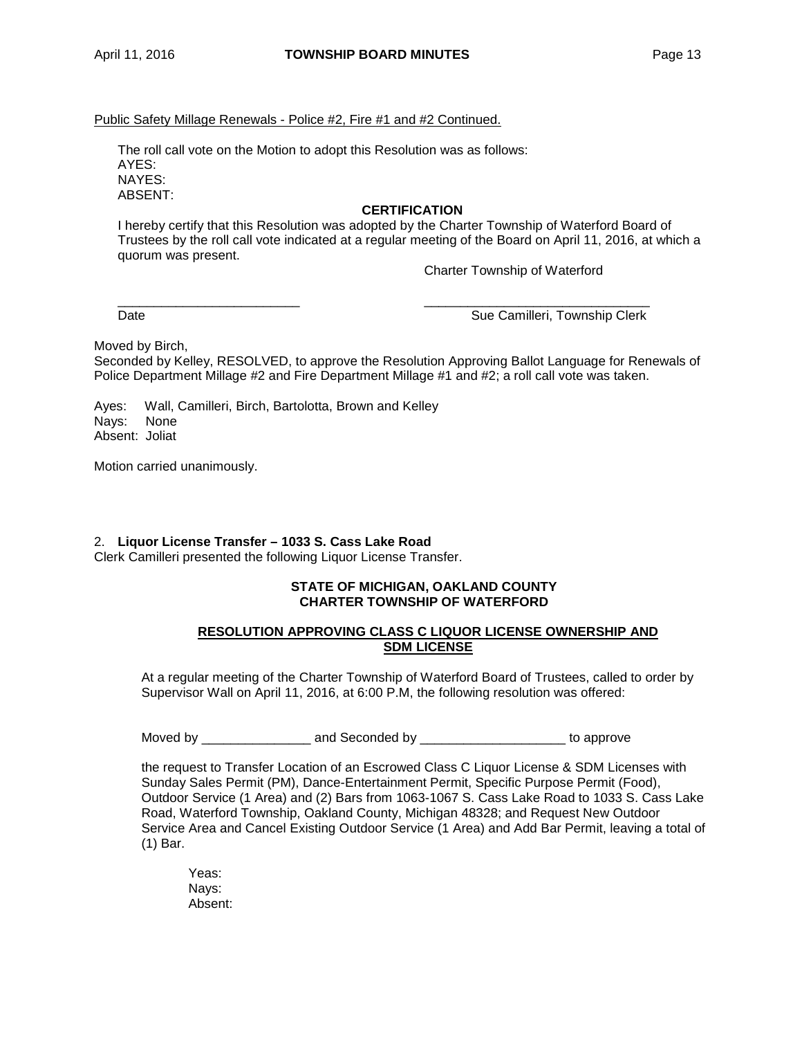Public Safety Millage Renewals - Police #2, Fire #1 and #2 Continued.

The roll call vote on the Motion to adopt this Resolution was as follows:
AYES:
NAYES:
ABSENT:

**CERTIFICATION**

I hereby certify that this Resolution was adopted by the Charter Township of Waterford Board of Trustees by the roll call vote indicated at a regular meeting of the Board on April 11, 2016, at which a quorum was present.

Charter Township of Waterford

_________________________ _______________________________
Date Sue Camilleri, Township Clerk

Moved by Birch,
Seconded by Kelley, RESOLVED, to approve the Resolution Approving Ballot Language for Renewals of Police Department Millage #2 and Fire Department Millage #1 and #2; a roll call vote was taken.

Ayes: Wall, Camilleri, Birch, Bartolotta, Brown and Kelley
Nays: None
Absent: Joliat

Motion carried unanimously.

2. **Liquor License Transfer – 1033 S. Cass Lake Road**
Clerk Camilleri presented the following Liquor License Transfer.

**STATE OF MICHIGAN, OAKLAND COUNTY**
**CHARTER TOWNSHIP OF WATERFORD**

**RESOLUTION APPROVING CLASS C LIQUOR LICENSE OWNERSHIP AND SDM LICENSE**

At a regular meeting of the Charter Township of Waterford Board of Trustees, called to order by Supervisor Wall on April 11, 2016, at 6:00 P.M, the following resolution was offered:

Moved by _______________ and Seconded by ____________________ to approve

the request to Transfer Location of an Escrowed Class C Liquor License & SDM Licenses with Sunday Sales Permit (PM), Dance-Entertainment Permit, Specific Purpose Permit (Food), Outdoor Service (1 Area) and (2) Bars from 1063-1067 S. Cass Lake Road to 1033 S. Cass Lake Road, Waterford Township, Oakland County, Michigan 48328; and Request New Outdoor Service Area and Cancel Existing Outdoor Service (1 Area) and Add Bar Permit, leaving a total of (1) Bar.

Yeas:
Nays:
Absent: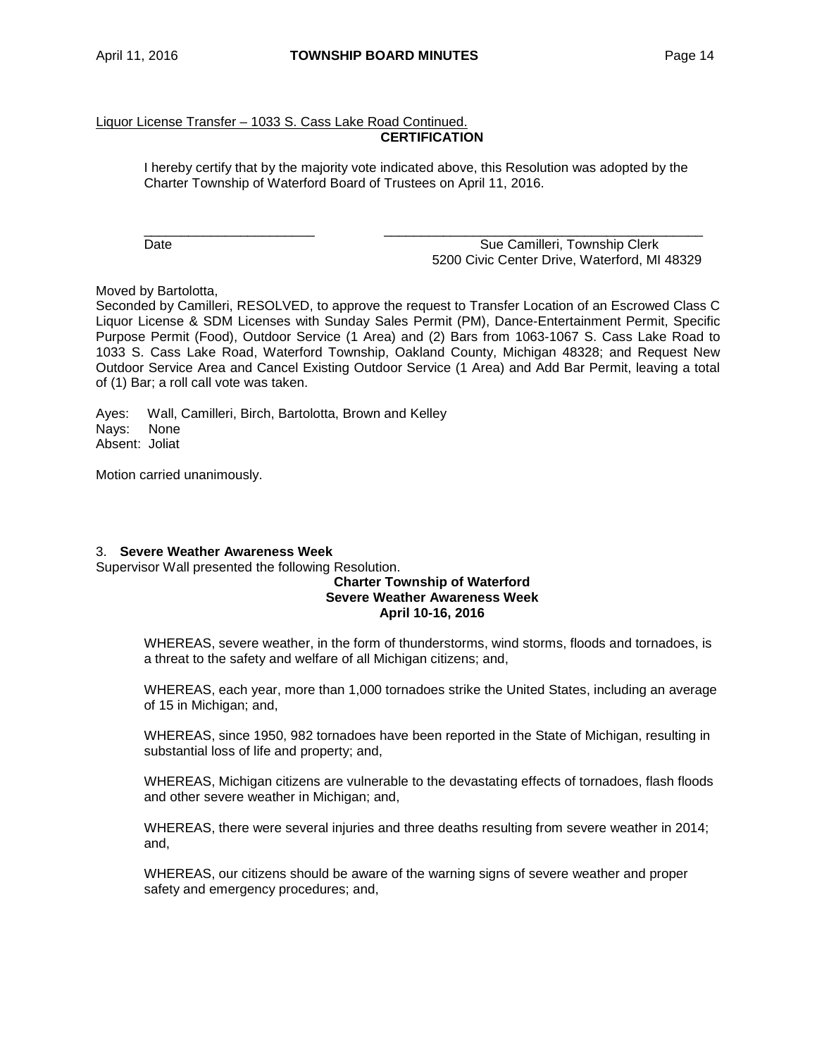Liquor License Transfer – 1033 S. Cass Lake Road Continued.

**CERTIFICATION**

I hereby certify that by the majority vote indicated above, this Resolution was adopted by the Charter Township of Waterford Board of Trustees on April 11, 2016.

\_\_\_\_\_\_\_\_\_\_\_\_\_\_\_\_\_\_\_\_\_\_\_\_ \_\_\_\_\_\_\_\_\_\_\_\_\_\_\_\_\_\_\_\_\_\_\_\_\_\_\_\_\_\_\_\_\_\_\_\_\_\_\_\_\_\_\_\_\_

Date Sue Camilleri, Township Clerk
5200 Civic Center Drive, Waterford, MI 48329

Moved by Bartolotta,
Seconded by Camilleri, RESOLVED, to approve the request to Transfer Location of an Escrowed Class C Liquor License & SDM Licenses with Sunday Sales Permit (PM), Dance-Entertainment Permit, Specific Purpose Permit (Food), Outdoor Service (1 Area) and (2) Bars from 1063-1067 S. Cass Lake Road to 1033 S. Cass Lake Road, Waterford Township, Oakland County, Michigan 48328; and Request New Outdoor Service Area and Cancel Existing Outdoor Service (1 Area) and Add Bar Permit, leaving a total of (1) Bar; a roll call vote was taken.

Ayes: Wall, Camilleri, Birch, Bartolotta, Brown and Kelley
Nays: None
Absent: Joliat

Motion carried unanimously.

3. **Severe Weather Awareness Week**

Supervisor Wall presented the following Resolution.

**Charter Township of Waterford**
**Severe Weather Awareness Week**
**April 10-16, 2016**

WHEREAS, severe weather, in the form of thunderstorms, wind storms, floods and tornadoes, is a threat to the safety and welfare of all Michigan citizens; and,

WHEREAS, each year, more than 1,000 tornadoes strike the United States, including an average of 15 in Michigan; and,

WHEREAS, since 1950, 982 tornadoes have been reported in the State of Michigan, resulting in substantial loss of life and property; and,

WHEREAS, Michigan citizens are vulnerable to the devastating effects of tornadoes, flash floods and other severe weather in Michigan; and,

WHEREAS, there were several injuries and three deaths resulting from severe weather in 2014; and,

WHEREAS, our citizens should be aware of the warning signs of severe weather and proper safety and emergency procedures; and,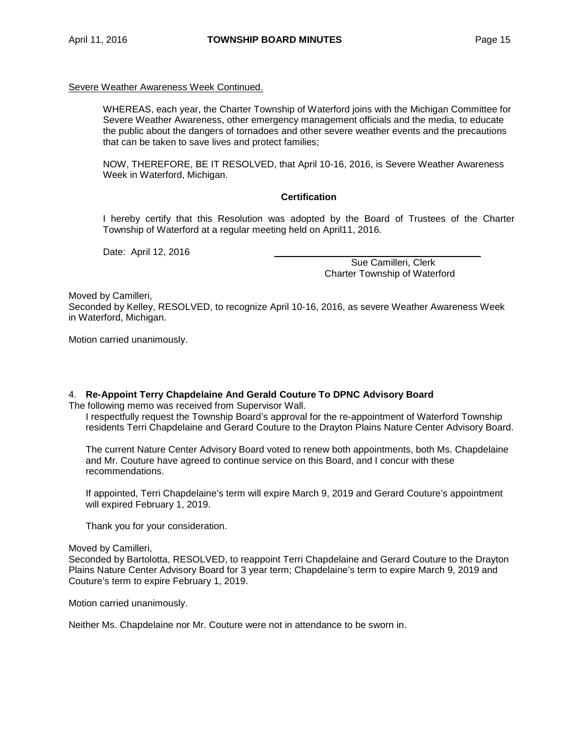Severe Weather Awareness Week Continued.

WHEREAS, each year, the Charter Township of Waterford joins with the Michigan Committee for Severe Weather Awareness, other emergency management officials and the media, to educate the public about the dangers of tornadoes and other severe weather events and the precautions that can be taken to save lives and protect families;

NOW, THEREFORE, BE IT RESOLVED, that April 10-16, 2016, is Severe Weather Awareness Week in Waterford, Michigan.

**Certification**

I hereby certify that this Resolution was adopted by the Board of Trustees of the Charter Township of Waterford at a regular meeting held on April11, 2016.

Date: April 12, 2016

Sue Camilleri, Clerk
Charter Township of Waterford

Moved by Camilleri,
Seconded by Kelley, RESOLVED, to recognize April 10-16, 2016, as severe Weather Awareness Week in Waterford, Michigan.

Motion carried unanimously.

4. **Re-Appoint Terry Chapdelaine And Gerald Couture To DPNC Advisory Board**

The following memo was received from Supervisor Wall.

I respectfully request the Township Board's approval for the re-appointment of Waterford Township residents Terri Chapdelaine and Gerard Couture to the Drayton Plains Nature Center Advisory Board.

The current Nature Center Advisory Board voted to renew both appointments, both Ms. Chapdelaine and Mr. Couture have agreed to continue service on this Board, and I concur with these recommendations.

If appointed, Terri Chapdelaine's term will expire March 9, 2019 and Gerard Couture's appointment will expired February 1, 2019.

Thank you for your consideration.

Moved by Camilleri,
Seconded by Bartolotta, RESOLVED, to reappoint Terri Chapdelaine and Gerard Couture to the Drayton Plains Nature Center Advisory Board for 3 year term; Chapdelaine's term to expire March 9, 2019 and Couture's term to expire February 1, 2019.

Motion carried unanimously.

Neither Ms. Chapdelaine nor Mr. Couture were not in attendance to be sworn in.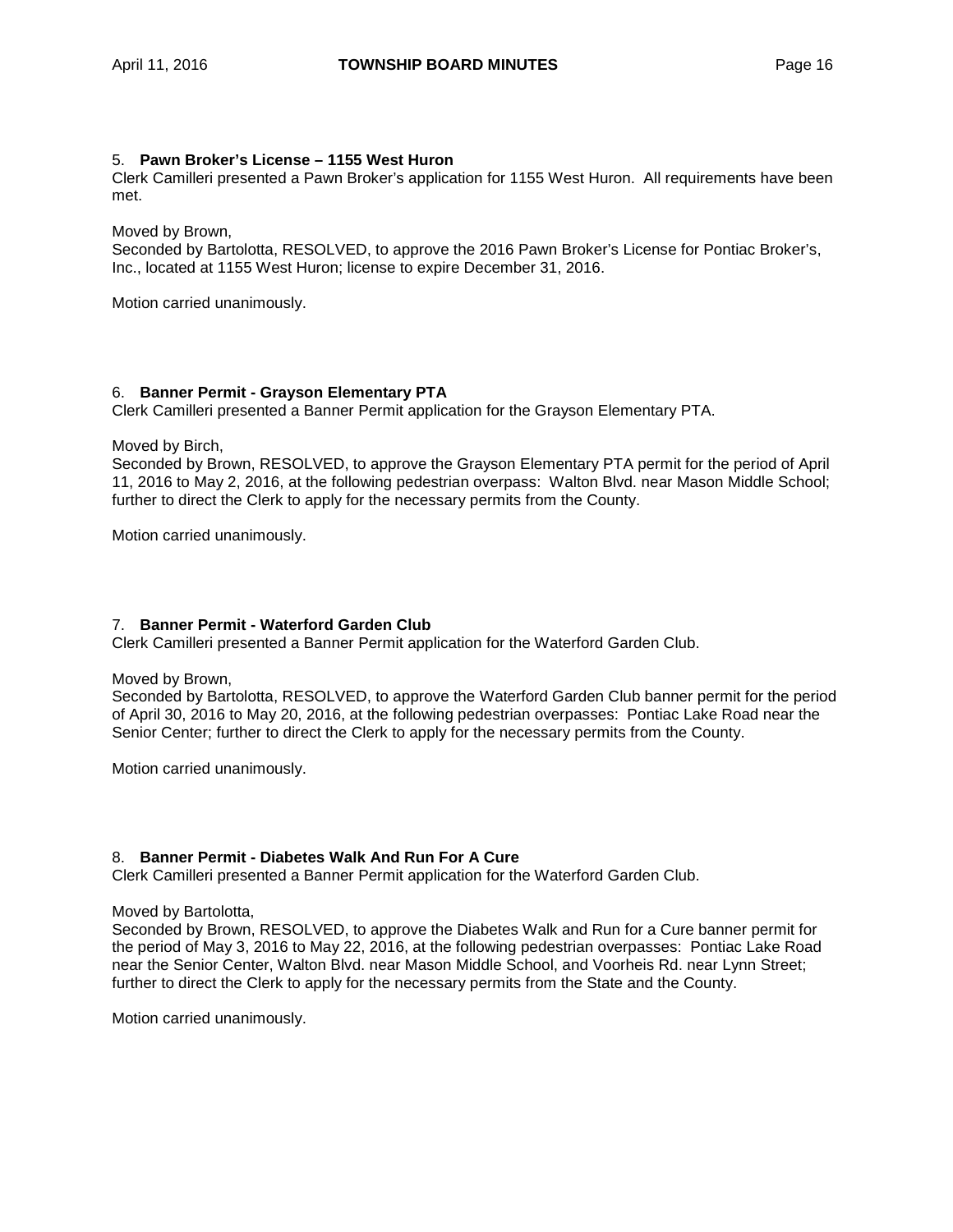5. **Pawn Broker's License – 1155 West Huron**

Clerk Camilleri presented a Pawn Broker's application for 1155 West Huron. All requirements have been met.

Moved by Brown,
Seconded by Bartolotta, RESOLVED, to approve the 2016 Pawn Broker's License for Pontiac Broker's, Inc., located at 1155 West Huron; license to expire December 31, 2016.

Motion carried unanimously.

6. **Banner Permit - Grayson Elementary PTA**

Clerk Camilleri presented a Banner Permit application for the Grayson Elementary PTA.

Moved by Birch,
Seconded by Brown, RESOLVED, to approve the Grayson Elementary PTA permit for the period of April 11, 2016 to May 2, 2016, at the following pedestrian overpass: Walton Blvd. near Mason Middle School; further to direct the Clerk to apply for the necessary permits from the County.

Motion carried unanimously.

7. **Banner Permit - Waterford Garden Club**

Clerk Camilleri presented a Banner Permit application for the Waterford Garden Club.

Moved by Brown,
Seconded by Bartolotta, RESOLVED, to approve the Waterford Garden Club banner permit for the period of April 30, 2016 to May 20, 2016, at the following pedestrian overpasses: Pontiac Lake Road near the Senior Center; further to direct the Clerk to apply for the necessary permits from the County.

Motion carried unanimously.

8. **Banner Permit - Diabetes Walk And Run For A Cure**

Clerk Camilleri presented a Banner Permit application for the Waterford Garden Club.

Moved by Bartolotta,
Seconded by Brown, RESOLVED, to approve the Diabetes Walk and Run for a Cure banner permit for the period of May 3, 2016 to May 22, 2016, at the following pedestrian overpasses: Pontiac Lake Road near the Senior Center, Walton Blvd. near Mason Middle School, and Voorheis Rd. near Lynn Street; further to direct the Clerk to apply for the necessary permits from the State and the County.

Motion carried unanimously.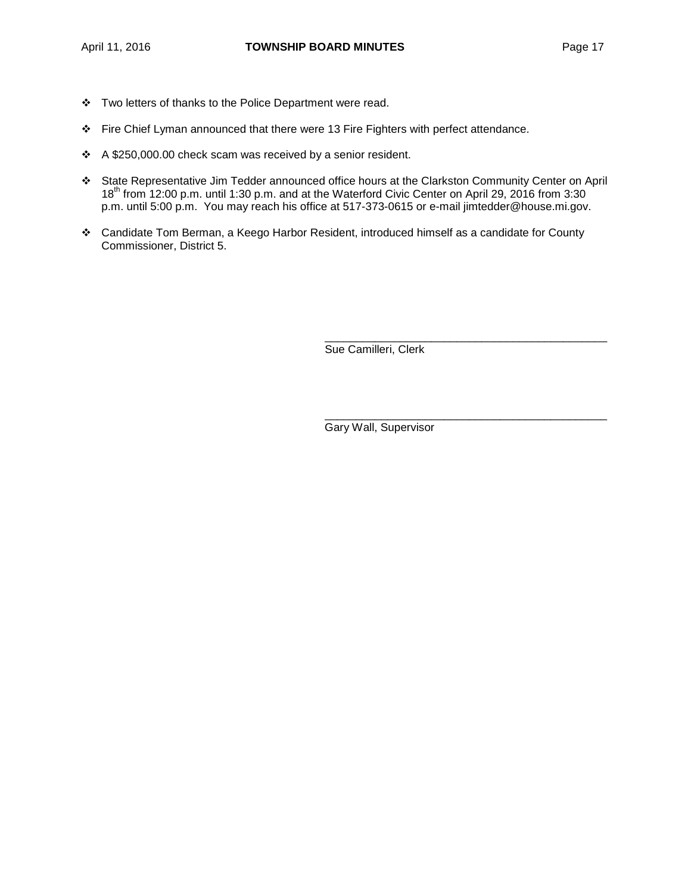- Two letters of thanks to the Police Department were read.
- Fire Chief Lyman announced that there were 13 Fire Fighters with perfect attendance.
- A $250,000.00 check scam was received by a senior resident.
- State Representative Jim Tedder announced office hours at the Clarkston Community Center on April 18th from 12:00 p.m. until 1:30 p.m. and at the Waterford Civic Center on April 29, 2016 from 3:30 p.m. until 5:00 p.m. You may reach his office at 517-373-0615 or e-mail jimtedder@house.mi.gov.
- Candidate Tom Berman, a Keego Harbor Resident, introduced himself as a candidate for County Commissioner, District 5.

______________________________________________
Sue Camilleri, Clerk

______________________________________________
Gary Wall, Supervisor